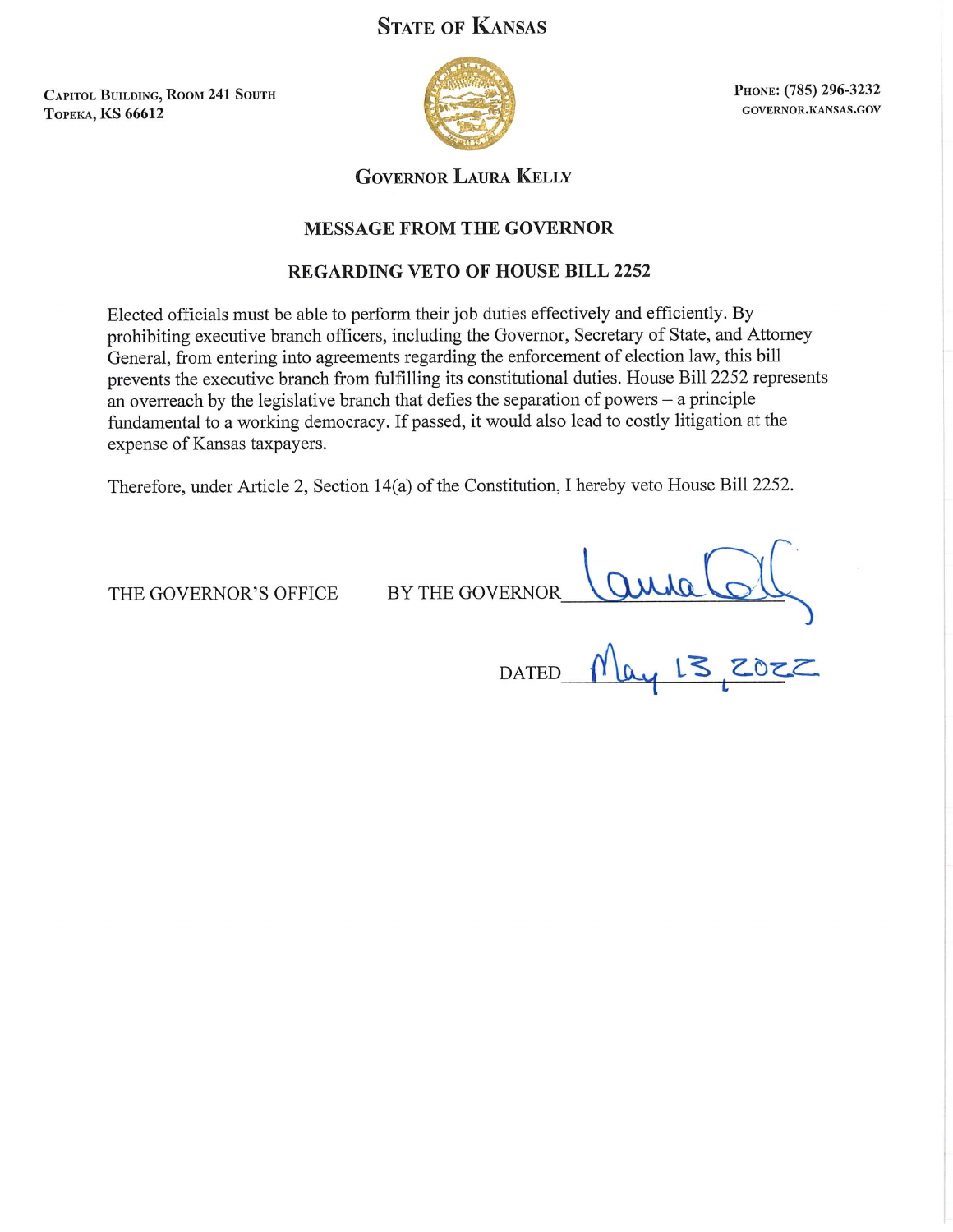# STATE OF KANSAS

CAPITOL BUILDING, ROOM 241 SOUTH
TOPEKA, KS 66612

PHONE: (785) 296-3232
GOVERNOR.KANSAS.GOV

## GOVERNOR LAURA KELLY

### MESSAGE FROM THE GOVERNOR

### REGARDING VETO OF HOUSE BILL 2252

Elected officials must be able to perform their job duties effectively and efficiently. By prohibiting executive branch officers, including the Governor, Secretary of State, and Attorney General, from entering into agreements regarding the enforcement of election law, this bill prevents the executive branch from fulfilling its constitutional duties. House Bill 2252 represents an overreach by the legislative branch that defies the separation of powers – a principle fundamental to a working democracy. If passed, it would also lead to costly litigation at the expense of Kansas taxpayers.

Therefore, under Article 2, Section 14(a) of the Constitution, I hereby veto House Bill 2252.

THE GOVERNOR'S OFFICE BY THE GOVERNOR Laura Kelly

DATED May 13, 2022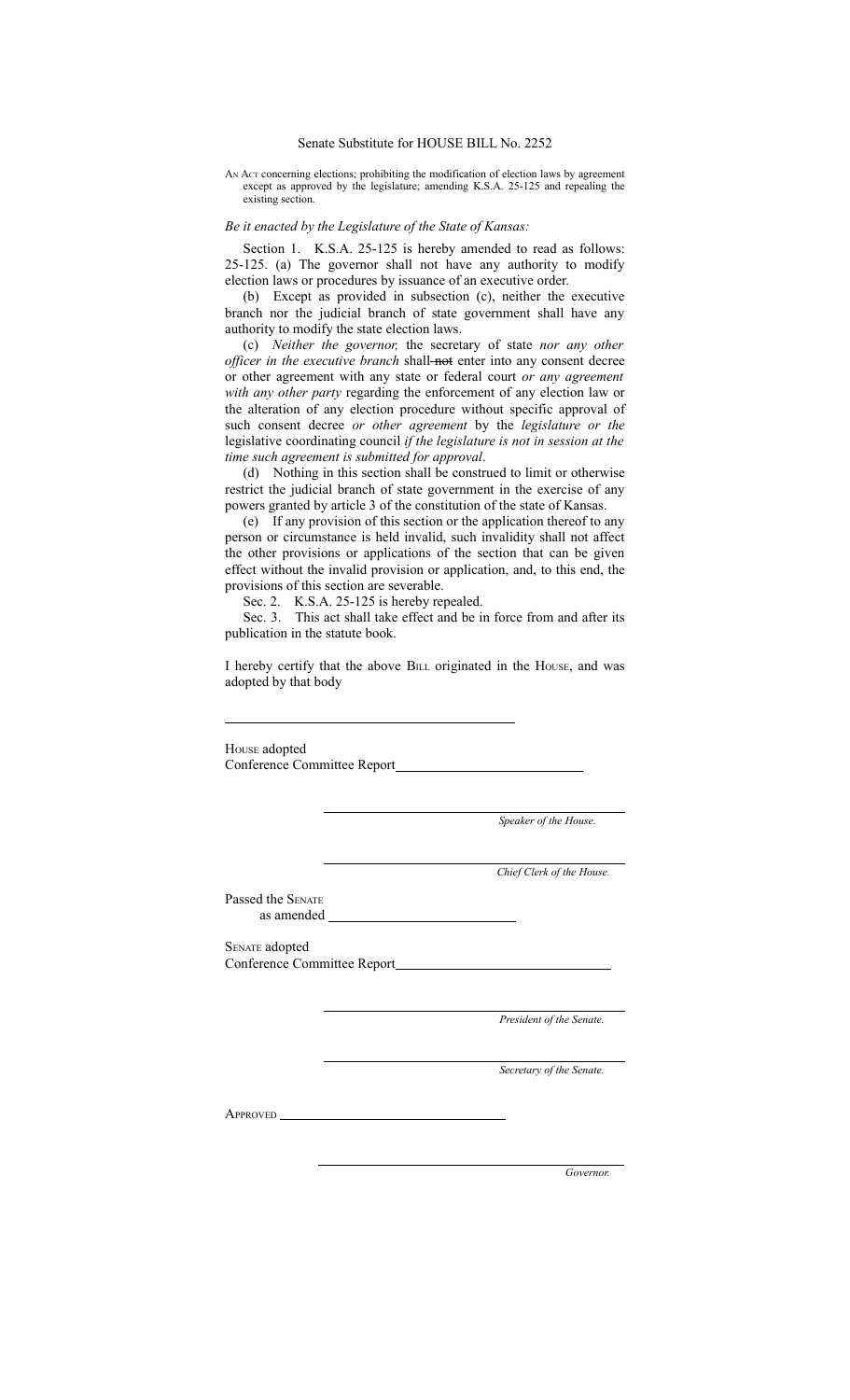Senate Substitute for HOUSE BILL No. 2252

AN ACT concerning elections; prohibiting the modification of election laws by agreement except as approved by the legislature; amending K.S.A. 25-125 and repealing the existing section.

*Be it enacted by the Legislature of the State of Kansas:*

Section 1. K.S.A. 25-125 is hereby amended to read as follows: 25-125. (a) The governor shall not have any authority to modify election laws or procedures by issuance of an executive order.

(b) Except as provided in subsection (c), neither the executive branch nor the judicial branch of state government shall have any authority to modify the state election laws.

(c) *Neither the governor,* the secretary of state *nor any other officer in the executive branch* shall ~~not~~ enter into any consent decree or other agreement with any state or federal court *or any agreement with any other party* regarding the enforcement of any election law or the alteration of any election procedure without specific approval of such consent decree *or other agreement* by the *legislature or the* legislative coordinating council *if the legislature is not in session at the time such agreement is submitted for approval*.

(d) Nothing in this section shall be construed to limit or otherwise restrict the judicial branch of state government in the exercise of any powers granted by article 3 of the constitution of the state of Kansas.

(e) If any provision of this section or the application thereof to any person or circumstance is held invalid, such invalidity shall not affect the other provisions or applications of the section that can be given effect without the invalid provision or application, and, to this end, the provisions of this section are severable.

Sec. 2. K.S.A. 25-125 is hereby repealed.

Sec. 3. This act shall take effect and be in force from and after its publication in the statute book.

I hereby certify that the above BILL originated in the HOUSE, and was adopted by that body

\_\_\_\_\_\_\_\_\_\_\_\_\_\_\_\_\_\_\_\_\_\_\_\_\_\_\_\_\_\_

HOUSE adopted
Conference Committee Report \_\_\_\_\_\_\_\_\_\_\_\_\_\_\_\_\_\_\_\_

\_\_\_\_\_\_\_\_\_\_\_\_\_\_\_\_\_\_\_\_\_\_\_\_\_\_\_\_\_\_
*Speaker of the House.*

\_\_\_\_\_\_\_\_\_\_\_\_\_\_\_\_\_\_\_\_\_\_\_\_\_\_\_\_\_\_
*Chief Clerk of the House.*

Passed the SENATE
as amended \_\_\_\_\_\_\_\_\_\_\_\_\_\_\_\_\_\_\_\_

SENATE adopted
Conference Committee Report \_\_\_\_\_\_\_\_\_\_\_\_\_\_\_\_\_\_\_\_

\_\_\_\_\_\_\_\_\_\_\_\_\_\_\_\_\_\_\_\_\_\_\_\_\_\_\_\_\_\_
*President of the Senate.*

\_\_\_\_\_\_\_\_\_\_\_\_\_\_\_\_\_\_\_\_\_\_\_\_\_\_\_\_\_\_
*Secretary of the Senate.*

APPROVED \_\_\_\_\_\_\_\_\_\_\_\_\_\_\_\_\_\_\_\_

\_\_\_\_\_\_\_\_\_\_\_\_\_\_\_\_\_\_\_\_\_\_\_\_\_\_\_\_\_\_
*Governor.*